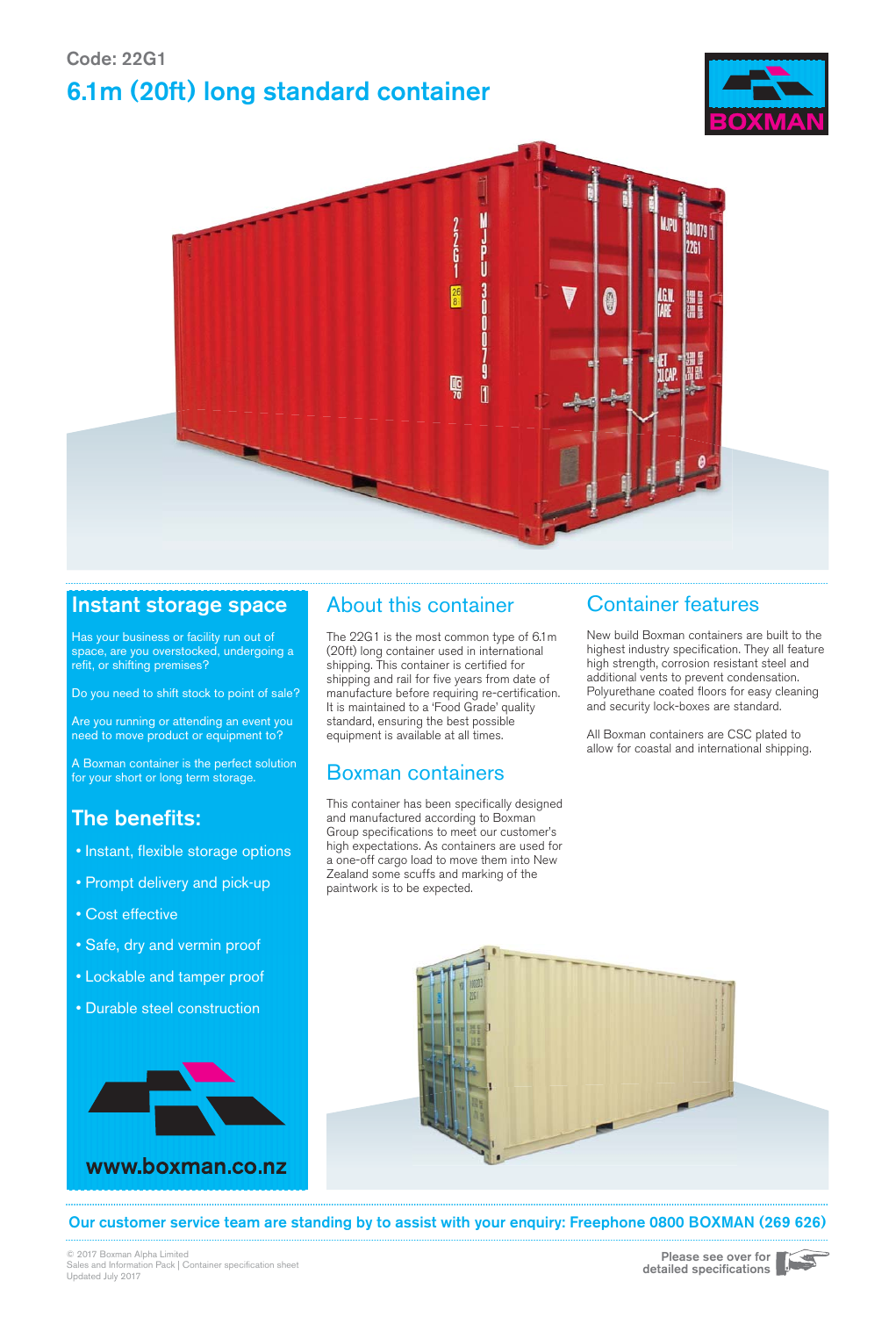Code: 22G1

# 6.1m (20ft) long standard container

BOXMAN

## Instant storage space

Has your business or facility run out of space, are you overstocked, undergoing a refit, or shifting premises?

Do you need to shift stock to point of sale?

Are you running or attending an event you need to move product or equipment to?

A Boxman container is the perfect solution for your short or long term storage.

## The benefits:

- Instant, flexible storage options
- Prompt delivery and pick-up
- Cost effective
- Safe, dry and vermin proof
- Lockable and tamper proof
- Durable steel construction

www.boxman.co.nz

## About this container

The 22G1 is the most common type of 6.1m (20ft) long container used in international shipping. This container is certified for shipping and rail for five years from date of manufacture before requiring re-certification. It is maintained to a 'Food Grade' quality standard, ensuring the best possible equipment is available at all times.

## Boxman containers

This container has been specifically designed and manufactured according to Boxman Group specifications to meet our customer's high expectations. As containers are used for a one-off cargo load to move them into New Zealand some scuffs and marking of the paintwork is to be expected.

## Container features

New build Boxman containers are built to the highest industry specification. They all feature high strength, corrosion resistant steel and additional vents to prevent condensation. Polyurethane coated floors for easy cleaning and security lock-boxes are standard.

All Boxman containers are CSC plated to allow for coastal and international shipping.

**Our customer service team are standing by to assist with your enquiry: Freephone 0800 BOXMAN (269 626)**

© 2017 Boxman Alpha Limited
Sales and Information Pack | Container specification sheet
Updated July 2017

Please see over for detailed specifications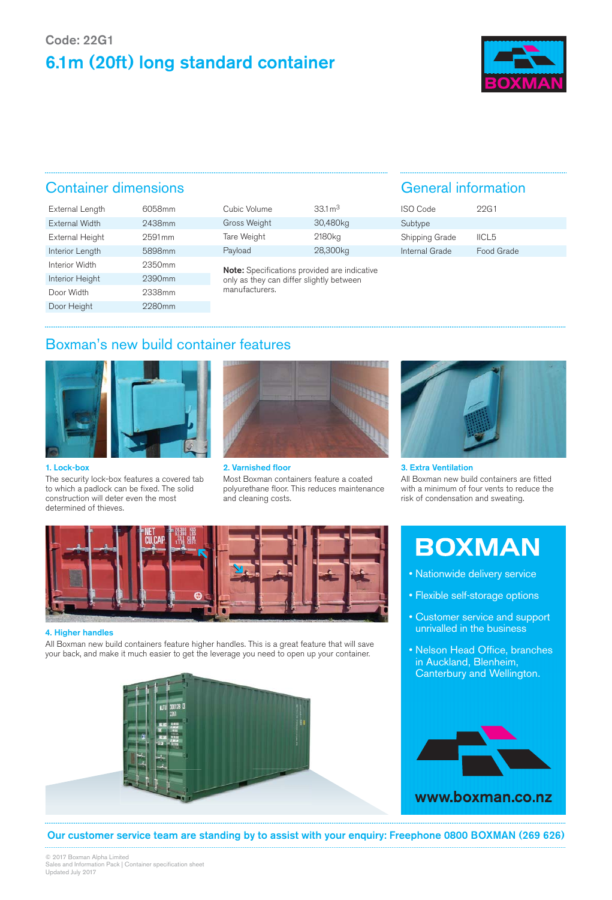Code: 22G1

# 6.1m (20ft) long standard container

## Container dimensions

| | |
|---|---|
| External Length | 6058mm |
| External Width | 2438mm |
| External Height | 2591mm |
| Interior Length | 5898mm |
| Interior Width | 2350mm |
| Interior Height | 2390mm |
| Door Width | 2338mm |
| Door Height | 2280mm |

| | |
|---|---|
| Cubic Volume | 33.1m$^3$ |
| Gross Weight | 30,480kg |
| Tare Weight | 2180kg |
| Payload | 28,300kg |

**Note:** Specifications provided are indicative only as they can differ slightly between manufacturers.

## General information

| | |
|---|---|
| ISO Code | 22G1 |
| Subtype | |
| Shipping Grade | IICL5 |
| Internal Grade | Food Grade |

## Boxman's new build container features

**1. Lock-box**

The security lock-box features a covered tab to which a padlock can be fixed. The solid construction will deter even the most determined of thieves.

**2. Varnished floor**

Most Boxman containers feature a coated polyurethane floor. This reduces maintenance and cleaning costs.

**3. Extra Ventilation**

All Boxman new build containers are fitted with a minimum of four vents to reduce the risk of condensation and sweating.

**4. Higher handles**

All Boxman new build containers feature higher handles. This is a great feature that will save your back, and make it much easier to get the leverage you need to open up your container.

## BOXMAN

- Nationwide delivery service
- Flexible self-storage options
- Customer service and support unrivalled in the business
- Nelson Head Office, branches in Auckland, Blenheim, Canterbury and Wellington.

www.boxman.co.nz

**Our customer service team are standing by to assist with your enquiry: Freephone 0800 BOXMAN (269 626)**

© 2017 Boxman Alpha Limited
Sales and Information Pack | Container specification sheet
Updated July 2017